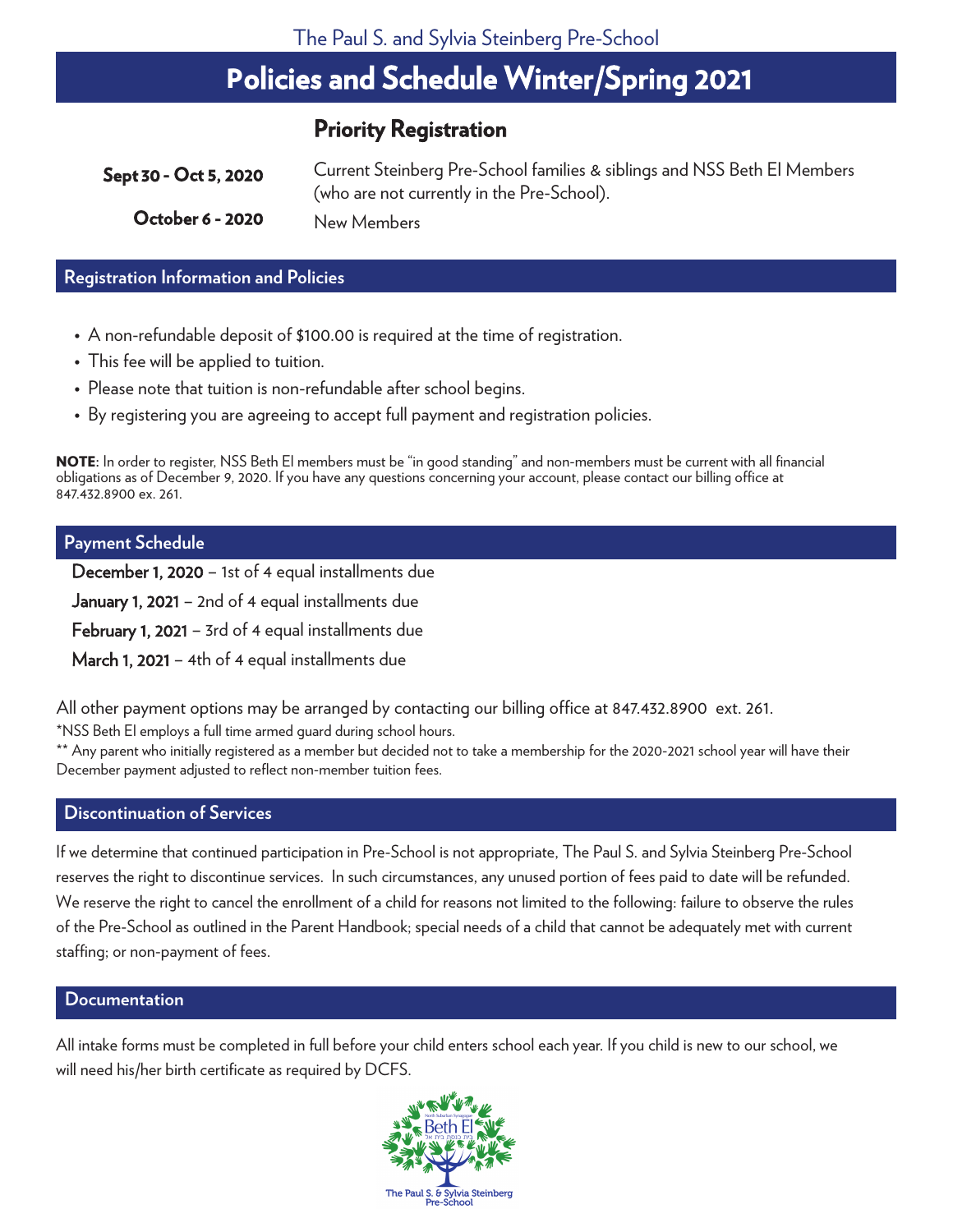The Paul S. and Sylvia Steinberg Pre-School

# Policies and Schedule Winter/Spring 2021

## Priority Registration

**Sept 30 - Oct 5, 2020** Current Steinberg Pre-School families & siblings and NSS Beth El Members (who are not currently in the Pre-School).

**October 6 - 2020** New Members

## Registration Information and Policies

- A non-refundable deposit of $100.00 is required at the time of registration.
- This fee will be applied to tuition.
- Please note that tuition is non-refundable after school begins.
- By registering you are agreeing to accept full payment and registration policies.

**NOTE**: In order to register, NSS Beth El members must be "in good standing" and non-members must be current with all financial obligations as of December 9, 2020. If you have any questions concerning your account, please contact our billing office at 847.432.8900 ex. 261.

## Payment Schedule

**December 1, 2020** – 1st of 4 equal installments due

**January 1, 2021** – 2nd of 4 equal installments due

**February 1, 2021** – 3rd of 4 equal installments due

**March 1, 2021** – 4th of 4 equal installments due

All other payment options may be arranged by contacting our billing office at 847.432.8900 ext. 261.

*NSS Beth El employs a full time armed guard during school hours.

** Any parent who initially registered as a member but decided not to take a membership for the 2020-2021 school year will have their December payment adjusted to reflect non-member tuition fees.

## Discontinuation of Services

If we determine that continued participation in Pre-School is not appropriate, The Paul S. and Sylvia Steinberg Pre-School reserves the right to discontinue services. In such circumstances, any unused portion of fees paid to date will be refunded. We reserve the right to cancel the enrollment of a child for reasons not limited to the following: failure to observe the rules of the Pre-School as outlined in the Parent Handbook; special needs of a child that cannot be adequately met with current staffing; or non-payment of fees.

## Documentation

All intake forms must be completed in full before your child enters school each year. If you child is new to our school, we will need his/her birth certificate as required by DCFS.

North Suburban Synagogue Beth El

The Paul S. & Sylvia Steinberg Pre-School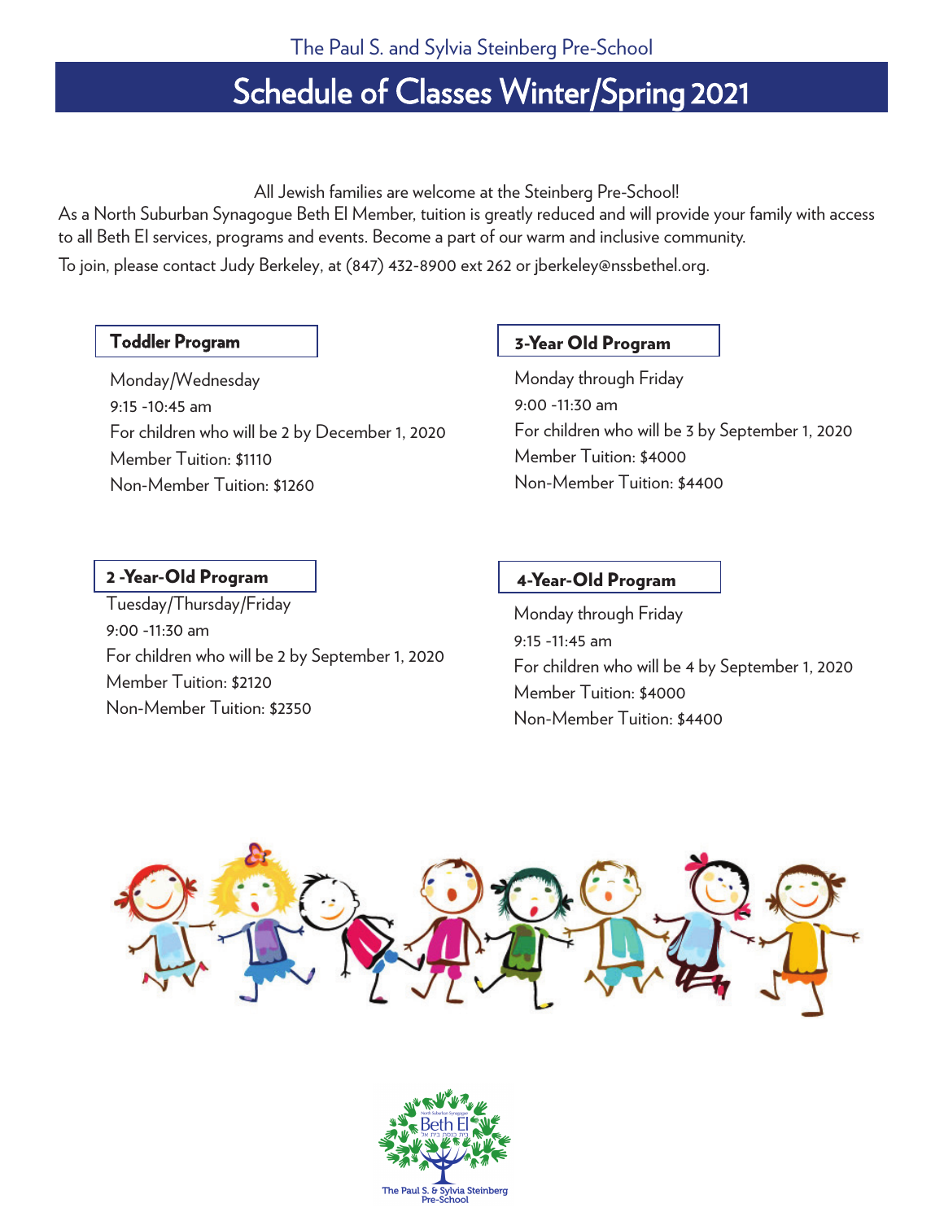The Paul S. and Sylvia Steinberg Pre-School

# Schedule of Classes Winter/Spring 2021

All Jewish families are welcome at the Steinberg Pre-School!

As a North Suburban Synagogue Beth El Member, tuition is greatly reduced and will provide your family with access to all Beth El services, programs and events. Become a part of our warm and inclusive community.

To join, please contact Judy Berkeley, at (847) 432-8900 ext 262 or jberkeley@nssbethel.org.

## Toddler Program

Monday/Wednesday
9:15 -10:45 am
For children who will be 2 by December 1, 2020
Member Tuition: $1110
Non-Member Tuition: $1260

## 2 -Year-Old Program

Tuesday/Thursday/Friday
9:00 -11:30 am
For children who will be 2 by September 1, 2020
Member Tuition: $2120
Non-Member Tuition: $2350

## 3-Year Old Program

Monday through Friday
9:00 -11:30 am
For children who will be 3 by September 1, 2020
Member Tuition: $4000
Non-Member Tuition: $4400

## 4-Year-Old Program

Monday through Friday
9:15 -11:45 am
For children who will be 4 by September 1, 2020
Member Tuition: $4000
Non-Member Tuition: $4400

North Suburban Synagogue Beth El

The Paul S. & Sylvia Steinberg Pre-School